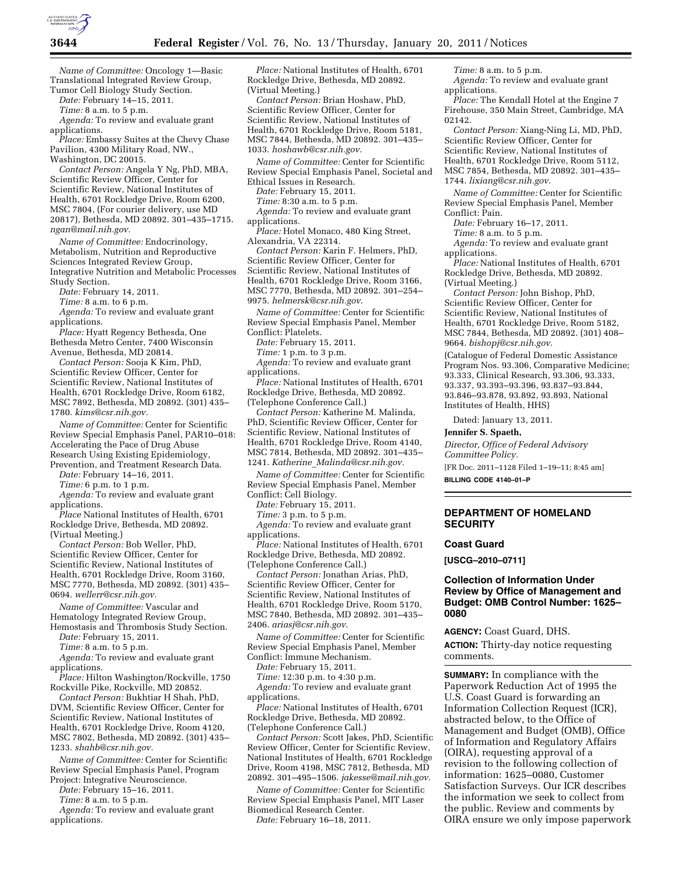*Name of Committee:* Oncology 1—Basic Translational Integrated Review Group, Tumor Cell Biology Study Section.

*Date:* February 14–15, 2011.

*Time:* 8 a.m. to 5 p.m.

*Agenda:* To review and evaluate grant applications.

*Place:* Embassy Suites at the Chevy Chase Pavilion, 4300 Military Road, NW., Washington, DC 20015.

*Contact Person:* Angela Y Ng, PhD, MBA, Scientific Review Officer, Center for Scientific Review, National Institutes of Health, 6701 Rockledge Drive, Room 6200, MSC 7804, (For courier delivery, use MD 20817), Bethesda, MD 20892. 301–435–1715. *ngan@mail.nih.gov.*

*Name of Committee:* Endocrinology, Metabolism, Nutrition and Reproductive Sciences Integrated Review Group, Integrative Nutrition and Metabolic Processes Study Section.

*Date:* February 14, 2011.

*Time:* 8 a.m. to 6 p.m.

*Agenda:* To review and evaluate grant applications.

*Place:* Hyatt Regency Bethesda, One Bethesda Metro Center, 7400 Wisconsin Avenue, Bethesda, MD 20814.

*Contact Person:* Sooja K Kim, PhD, Scientific Review Officer, Center for Scientific Review, National Institutes of Health, 6701 Rockledge Drive, Room 6182, MSC 7892, Bethesda, MD 20892. (301) 435–1780. *kims@csr.nih.gov.*

*Name of Committee:* Center for Scientific Review Special Emphasis Panel, PAR10–018: Accelerating the Pace of Drug Abuse Research Using Existing Epidemiology, Prevention, and Treatment Research Data.

*Date:* February 14–16, 2011.

*Time:* 6 p.m. to 1 p.m.

*Agenda:* To review and evaluate grant applications.

*Place* National Institutes of Health, 6701 Rockledge Drive, Bethesda, MD 20892. (Virtual Meeting.)

*Contact Person:* Bob Weller, PhD, Scientific Review Officer, Center for Scientific Review, National Institutes of Health, 6701 Rockledge Drive, Room 3160, MSC 7770, Bethesda, MD 20892. (301) 435–0694. *wellerr@csr.nih.gov.*

*Name of Committee:* Vascular and Hematology Integrated Review Group, Hemostasis and Thrombosis Study Section.

*Date:* February 15, 2011.

*Time:* 8 a.m. to 5 p.m.

*Agenda:* To review and evaluate grant applications.

*Place:* Hilton Washington/Rockville, 1750 Rockville Pike, Rockville, MD 20852.

*Contact Person:* Bukhtiar H Shah, PhD, DVM, Scientific Review Officer, Center for Scientific Review, National Institutes of Health, 6701 Rockledge Drive, Room 4120, MSC 7802, Bethesda, MD 20892. (301) 435–1233. *shahb@csr.nih.gov.*

*Name of Committee:* Center for Scientific Review Special Emphasis Panel, Program Project: Integrative Neuroscience.

*Date:* February 15–16, 2011.

*Time:* 8 a.m. to 5 p.m.

*Agenda:* To review and evaluate grant applications.

*Place:* National Institutes of Health, 6701 Rockledge Drive, Bethesda, MD 20892. (Virtual Meeting.)

*Contact Person:* Brian Hoshaw, PhD, Scientific Review Officer, Center for Scientific Review, National Institutes of Health, 6701 Rockledge Drive, Room 5181, MSC 7844, Bethesda, MD 20892. 301–435–1033. *hoshawb@csr.nih.gov.*

*Name of Committee:* Center for Scientific Review Special Emphasis Panel, Societal and Ethical Issues in Research.

*Date:* February 15, 2011.

*Time:* 8:30 a.m. to 5 p.m.

*Agenda:* To review and evaluate grant applications.

*Place:* Hotel Monaco, 480 King Street, Alexandria, VA 22314.

*Contact Person:* Karin F. Helmers, PhD, Scientific Review Officer, Center for Scientific Review, National Institutes of Health, 6701 Rockledge Drive, Room 3166, MSC 7770, Bethesda, MD 20892. 301–254–9975. *helmersk@csr.nih.gov.*

*Name of Committee:* Center for Scientific Review Special Emphasis Panel, Member Conflict: Platelets.

*Date:* February 15, 2011.

*Time:* 1 p.m. to 3 p.m.

*Agenda:* To review and evaluate grant applications.

*Place:* National Institutes of Health, 6701 Rockledge Drive, Bethesda, MD 20892. (Telephone Conference Call.)

*Contact Person:* Katherine M. Malinda, PhD, Scientific Review Officer, Center for Scientific Review, National Institutes of Health, 6701 Rockledge Drive, Room 4140, MSC 7814, Bethesda, MD 20892. 301–435–1241. *Katherine_Malinda@csr.nih.gov.*

*Name of Committee:* Center for Scientific Review Special Emphasis Panel, Member Conflict: Cell Biology.

*Date:* February 15, 2011.

*Time:* 3 p.m. to 5 p.m.

*Agenda:* To review and evaluate grant applications.

*Place:* National Institutes of Health, 6701 Rockledge Drive, Bethesda, MD 20892. (Telephone Conference Call.)

*Contact Person:* Jonathan Arias, PhD, Scientific Review Officer, Center for Scientific Review, National Institutes of Health, 6701 Rockledge Drive, Room 5170, MSC 7840, Bethesda, MD 20892. 301–435–2406. *ariasj@csr.nih.gov.*

*Name of Committee:* Center for Scientific Review Special Emphasis Panel, Member Conflict: Immune Mechanism.

*Date:* February 15, 2011.

*Time:* 12:30 p.m. to 4:30 p.m.

*Agenda:* To review and evaluate grant applications.

*Place:* National Institutes of Health, 6701 Rockledge Drive, Bethesda, MD 20892. (Telephone Conference Call.)

*Contact Person:* Scott Jakes, PhD, Scientific Review Officer, Center for Scientific Review, National Institutes of Health, 6701 Rockledge Drive, Room 4198, MSC 7812, Bethesda, MD 20892. 301–495–1506. *jakesse@mail.nih.gov.*

*Name of Committee:* Center for Scientific Review Special Emphasis Panel, MIT Laser Biomedical Research Center.

*Date:* February 16–18, 2011.

*Time:* 8 a.m. to 5 p.m.

*Agenda:* To review and evaluate grant applications.

*Place:* The Kendall Hotel at the Engine 7 Firehouse, 350 Main Street, Cambridge, MA 02142.

*Contact Person:* Xiang-Ning Li, MD, PhD, Scientific Review Officer, Center for Scientific Review, National Institutes of Health, 6701 Rockledge Drive, Room 5112, MSC 7854, Bethesda, MD 20892. 301–435–1744. *lixiang@csr.nih.gov.*

*Name of Committee:* Center for Scientific Review Special Emphasis Panel, Member Conflict: Pain.

*Date:* February 16–17, 2011.

*Time:* 8 a.m. to 5 p.m.

*Agenda:* To review and evaluate grant applications.

*Place:* National Institutes of Health, 6701 Rockledge Drive, Bethesda, MD 20892. (Virtual Meeting.)

*Contact Person:* John Bishop, PhD, Scientific Review Officer, Center for Scientific Review, National Institutes of Health, 6701 Rockledge Drive, Room 5182, MSC 7844, Bethesda, MD 20892. (301) 408–9664. *bishopj@csr.nih.gov.*

(Catalogue of Federal Domestic Assistance Program Nos. 93.306, Comparative Medicine; 93.333, Clinical Research, 93.306, 93.333, 93.337, 93.393–93.396, 93.837–93.844, 93.846–93.878, 93.892, 93.893, National Institutes of Health, HHS)

Dated: January 13, 2011.

**Jennifer S. Spaeth,**

*Director, Office of Federal Advisory Committee Policy.*

[FR Doc. 2011–1128 Filed 1–19–11; 8:45 am]

**BILLING CODE 4140–01–P**

---

## DEPARTMENT OF HOMELAND SECURITY

### Coast Guard

**[USCG–2010–0711]**

### Collection of Information Under Review by Office of Management and Budget: OMB Control Number: 1625–0080

**AGENCY:** Coast Guard, DHS.

**ACTION:** Thirty-day notice requesting comments.

**SUMMARY:** In compliance with the Paperwork Reduction Act of 1995 the U.S. Coast Guard is forwarding an Information Collection Request (ICR), abstracted below, to the Office of Management and Budget (OMB), Office of Information and Regulatory Affairs (OIRA), requesting approval of a revision to the following collection of information: 1625–0080, Customer Satisfaction Surveys. Our ICR describes the information we seek to collect from the public. Review and comments by OIRA ensure we only impose paperwork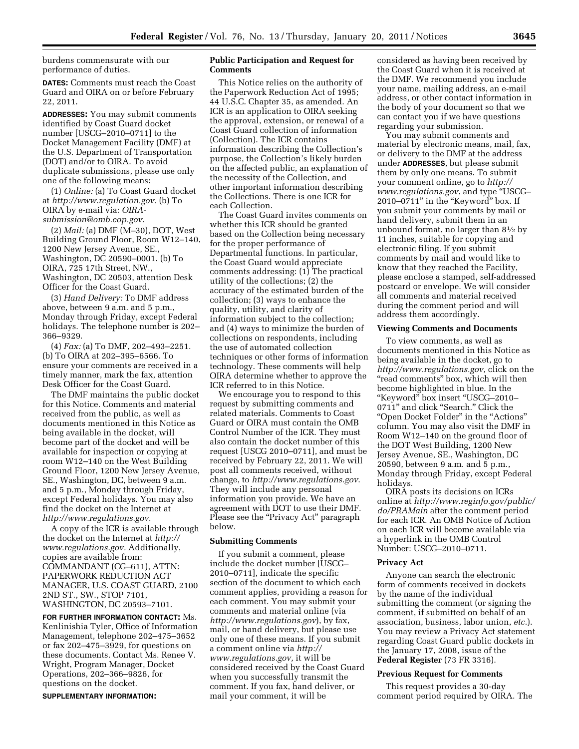burdens commensurate with our performance of duties.

**DATES:** Comments must reach the Coast Guard and OIRA on or before February 22, 2011.

**ADDRESSES:** You may submit comments identified by Coast Guard docket number [USCG–2010–0711] to the Docket Management Facility (DMF) at the U.S. Department of Transportation (DOT) and/or to OIRA. To avoid duplicate submissions, please use only one of the following means:

(1) *Online:* (a) To Coast Guard docket at *http://www.regulation.gov.* (b) To OIRA by e-mail via: *OIRA-submission@omb.eop.gov.*

(2) *Mail:* (a) DMF (M–30), DOT, West Building Ground Floor, Room W12–140, 1200 New Jersey Avenue, SE., Washington, DC 20590–0001. (b) To OIRA, 725 17th Street, NW., Washington, DC 20503, attention Desk Officer for the Coast Guard.

(3) *Hand Delivery:* To DMF address above, between 9 a.m. and 5 p.m., Monday through Friday, except Federal holidays. The telephone number is 202–366–9329.

(4) *Fax:* (a) To DMF, 202–493–2251. (b) To OIRA at 202–395–6566. To ensure your comments are received in a timely manner, mark the fax, attention Desk Officer for the Coast Guard.

The DMF maintains the public docket for this Notice. Comments and material received from the public, as well as documents mentioned in this Notice as being available in the docket, will become part of the docket and will be available for inspection or copying at room W12–140 on the West Building Ground Floor, 1200 New Jersey Avenue, SE., Washington, DC, between 9 a.m. and 5 p.m., Monday through Friday, except Federal holidays. You may also find the docket on the Internet at *http://www.regulations.gov.*

A copy of the ICR is available through the docket on the Internet at *http://www.regulations.gov.* Additionally, copies are available from: COMMANDANT (CG–611), ATTN: PAPERWORK REDUCTION ACT MANAGER, U.S. COAST GUARD, 2100 2ND ST., SW., STOP 7101, WASHINGTON, DC 20593–7101.

**FOR FURTHER INFORMATION CONTACT:** Ms. Kenlinishia Tyler, Office of Information Management, telephone 202–475–3652 or fax 202–475–3929, for questions on these documents. Contact Ms. Renee V. Wright, Program Manager, Docket Operations, 202–366–9826, for questions on the docket.

**SUPPLEMENTARY INFORMATION:**

### Public Participation and Request for Comments

This Notice relies on the authority of the Paperwork Reduction Act of 1995; 44 U.S.C. Chapter 35, as amended. An ICR is an application to OIRA seeking the approval, extension, or renewal of a Coast Guard collection of information (Collection). The ICR contains information describing the Collection's purpose, the Collection's likely burden on the affected public, an explanation of the necessity of the Collection, and other important information describing the Collections. There is one ICR for each Collection.

The Coast Guard invites comments on whether this ICR should be granted based on the Collection being necessary for the proper performance of Departmental functions. In particular, the Coast Guard would appreciate comments addressing: (1) The practical utility of the collections; (2) the accuracy of the estimated burden of the collection; (3) ways to enhance the quality, utility, and clarity of information subject to the collection; and (4) ways to minimize the burden of collections on respondents, including the use of automated collection techniques or other forms of information technology. These comments will help OIRA determine whether to approve the ICR referred to in this Notice.

We encourage you to respond to this request by submitting comments and related materials. Comments to Coast Guard or OIRA must contain the OMB Control Number of the ICR. They must also contain the docket number of this request [USCG 2010–0711], and must be received by February 22, 2011. We will post all comments received, without change, to *http://www.regulations.gov.* They will include any personal information you provide. We have an agreement with DOT to use their DMF. Please see the "Privacy Act" paragraph below.

### Submitting Comments

If you submit a comment, please include the docket number [USCG–2010–0711], indicate the specific section of the document to which each comment applies, providing a reason for each comment. You may submit your comments and material online (via *http://www.regulations.gov*), by fax, mail, or hand delivery, but please use only one of these means. If you submit a comment online via *http://www.regulations.gov,* it will be considered received by the Coast Guard when you successfully transmit the comment. If you fax, hand deliver, or mail your comment, it will be considered as having been received by the Coast Guard when it is received at the DMF. We recommend you include your name, mailing address, an e-mail address, or other contact information in the body of your document so that we can contact you if we have questions regarding your submission.

You may submit comments and material by electronic means, mail, fax, or delivery to the DMF at the address under **ADDRESSES**, but please submit them by only one means. To submit your comment online, go to *http://www.regulations.gov*, and type "USCG–2010–0711" in the "Keyword" box. If you submit your comments by mail or hand delivery, submit them in an unbound format, no larger than 8½ by 11 inches, suitable for copying and electronic filing. If you submit comments by mail and would like to know that they reached the Facility, please enclose a stamped, self-addressed postcard or envelope. We will consider all comments and material received during the comment period and will address them accordingly.

### Viewing Comments and Documents

To view comments, as well as documents mentioned in this Notice as being available in the docket, go to *http://www.regulations.gov,* click on the "read comments" box, which will then become highlighted in blue. In the "Keyword" box insert "USCG–2010–0711" and click "Search." Click the "Open Docket Folder" in the "Actions" column. You may also visit the DMF in Room W12–140 on the ground floor of the DOT West Building, 1200 New Jersey Avenue, SE., Washington, DC 20590, between 9 a.m. and 5 p.m., Monday through Friday, except Federal holidays.

OIRA posts its decisions on ICRs online at *http://www.reginfo.gov/public/do/PRAMain* after the comment period for each ICR. An OMB Notice of Action on each ICR will become available via a hyperlink in the OMB Control Number: USCG–2010–0711.

### Privacy Act

Anyone can search the electronic form of comments received in dockets by the name of the individual submitting the comment (or signing the comment, if submitted on behalf of an association, business, labor union, *etc.*). You may review a Privacy Act statement regarding Coast Guard public dockets in the January 17, 2008, issue of the **Federal Register** (73 FR 3316).

### Previous Request for Comments

This request provides a 30-day comment period required by OIRA. The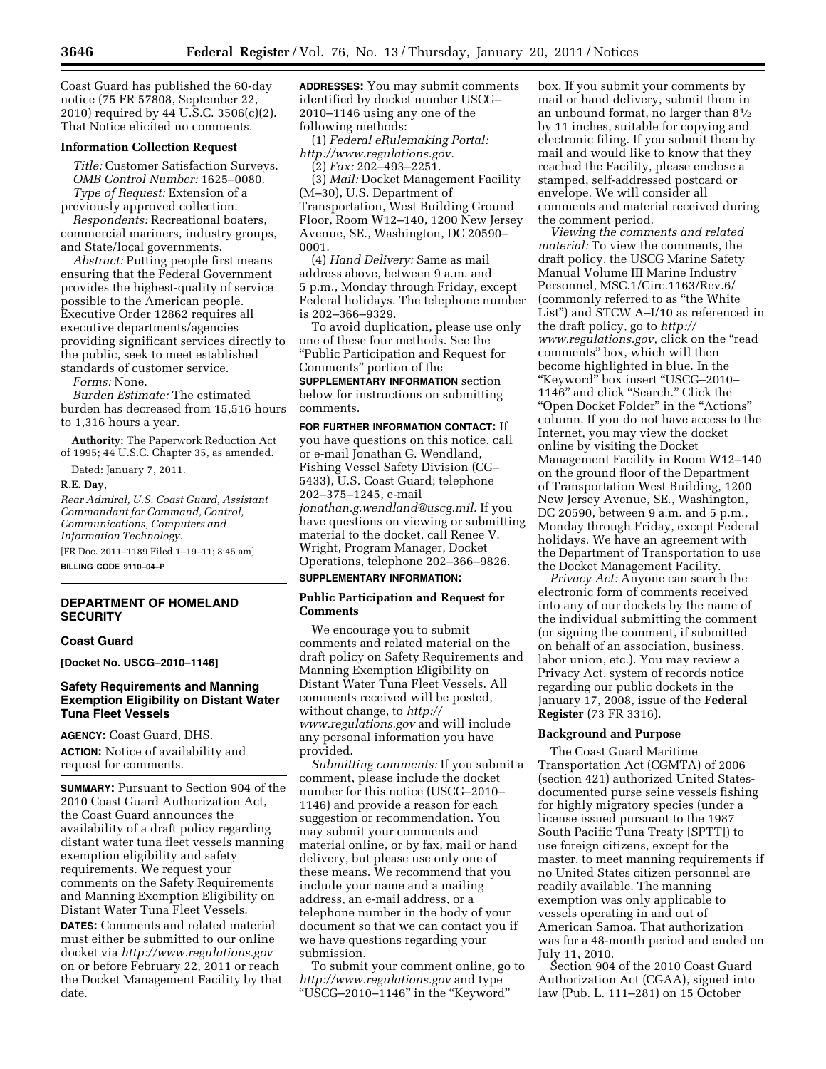Coast Guard has published the 60-day notice (75 FR 57808, September 22, 2010) required by 44 U.S.C. 3506(c)(2). That Notice elicited no comments.

**Information Collection Request**

*Title:* Customer Satisfaction Surveys.

*OMB Control Number:* 1625–0080.

*Type of Request:* Extension of a previously approved collection.

*Respondents:* Recreational boaters, commercial mariners, industry groups, and State/local governments.

*Abstract:* Putting people first means ensuring that the Federal Government provides the highest-quality of service possible to the American people. Executive Order 12862 requires all executive departments/agencies providing significant services directly to the public, seek to meet established standards of customer service.

*Forms:* None.

*Burden Estimate:* The estimated burden has decreased from 15,516 hours to 1,316 hours a year.

**Authority:** The Paperwork Reduction Act of 1995; 44 U.S.C. Chapter 35, as amended.

Dated: January 7, 2011.

**R.E. Day,**

*Rear Admiral, U.S. Coast Guard, Assistant Commandant for Command, Control, Communications, Computers and Information Technology.*

[FR Doc. 2011–1189 Filed 1–19–11; 8:45 am]

**BILLING CODE 9110–04–P**

## DEPARTMENT OF HOMELAND SECURITY

### Coast Guard

**[Docket No. USCG–2010–1146]**

### Safety Requirements and Manning Exemption Eligibility on Distant Water Tuna Fleet Vessels

**AGENCY:** Coast Guard, DHS.

**ACTION:** Notice of availability and request for comments.

**SUMMARY:** Pursuant to Section 904 of the 2010 Coast Guard Authorization Act, the Coast Guard announces the availability of a draft policy regarding distant water tuna fleet vessels manning exemption eligibility and safety requirements. We request your comments on the Safety Requirements and Manning Exemption Eligibility on Distant Water Tuna Fleet Vessels.

**DATES:** Comments and related material must either be submitted to our online docket via *http://www.regulations.gov* on or before February 22, 2011 or reach the Docket Management Facility by that date.

**ADDRESSES:** You may submit comments identified by docket number USCG–2010–1146 using any one of the following methods:

(1) *Federal eRulemaking Portal: http://www.regulations.gov.*

(2) *Fax:* 202–493–2251.

(3) *Mail:* Docket Management Facility (M–30), U.S. Department of Transportation, West Building Ground Floor, Room W12–140, 1200 New Jersey Avenue, SE., Washington, DC 20590–0001.

(4) *Hand Delivery:* Same as mail address above, between 9 a.m. and 5 p.m., Monday through Friday, except Federal holidays. The telephone number is 202–366–9329.

To avoid duplication, please use only one of these four methods. See the "Public Participation and Request for Comments" portion of the **SUPPLEMENTARY INFORMATION** section below for instructions on submitting comments.

**FOR FURTHER INFORMATION CONTACT:** If you have questions on this notice, call or e-mail Jonathan G. Wendland, Fishing Vessel Safety Division (CG–5433), U.S. Coast Guard; telephone 202–375–1245, e-mail *jonathan.g.wendland@uscg.mil.* If you have questions on viewing or submitting material to the docket, call Renee V. Wright, Program Manager, Docket Operations, telephone 202–366–9826.

**SUPPLEMENTARY INFORMATION:**

**Public Participation and Request for Comments**

We encourage you to submit comments and related material on the draft policy on Safety Requirements and Manning Exemption Eligibility on Distant Water Tuna Fleet Vessels. All comments received will be posted, without change, to *http://www.regulations.gov* and will include any personal information you have provided.

*Submitting comments:* If you submit a comment, please include the docket number for this notice (USCG–2010–1146) and provide a reason for each suggestion or recommendation. You may submit your comments and material online, or by fax, mail or hand delivery, but please use only one of these means. We recommend that you include your name and a mailing address, an e-mail address, or a telephone number in the body of your document so that we can contact you if we have questions regarding your submission.

To submit your comment online, go to *http://www.regulations.gov* and type "USCG–2010–1146" in the "Keyword" box. If you submit your comments by mail or hand delivery, submit them in an unbound format, no larger than 8½ by 11 inches, suitable for copying and electronic filing. If you submit them by mail and would like to know that they reached the Facility, please enclose a stamped, self-addressed postcard or envelope. We will consider all comments and material received during the comment period.

*Viewing the comments and related material:* To view the comments, the draft policy, the USCG Marine Safety Manual Volume III Marine Industry Personnel, MSC.1/Circ.1163/Rev.6/ (commonly referred to as "the White List") and STCW A–I/10 as referenced in the draft policy, go to *http://www.regulations.gov,* click on the "read comments" box, which will then become highlighted in blue. In the "Keyword" box insert "USCG–2010–1146" and click "Search." Click the "Open Docket Folder" in the "Actions" column. If you do not have access to the Internet, you may view the docket online by visiting the Docket Management Facility in Room W12–140 on the ground floor of the Department of Transportation West Building, 1200 New Jersey Avenue, SE., Washington, DC 20590, between 9 a.m. and 5 p.m., Monday through Friday, except Federal holidays. We have an agreement with the Department of Transportation to use the Docket Management Facility.

*Privacy Act:* Anyone can search the electronic form of comments received into any of our dockets by the name of the individual submitting the comment (or signing the comment, if submitted on behalf of an association, business, labor union, etc.). You may review a Privacy Act, system of records notice regarding our public dockets in the January 17, 2008, issue of the **Federal Register** (73 FR 3316).

**Background and Purpose**

The Coast Guard Maritime Transportation Act (CGMTA) of 2006 (section 421) authorized United States-documented purse seine vessels fishing for highly migratory species (under a license issued pursuant to the 1987 South Pacific Tuna Treaty [SPTT]) to use foreign citizens, except for the master, to meet manning requirements if no United States citizen personnel are readily available. The manning exemption was only applicable to vessels operating in and out of American Samoa. That authorization was for a 48-month period and ended on July 11, 2010.

Section 904 of the 2010 Coast Guard Authorization Act (CGAA), signed into law (Pub. L. 111–281) on 15 October